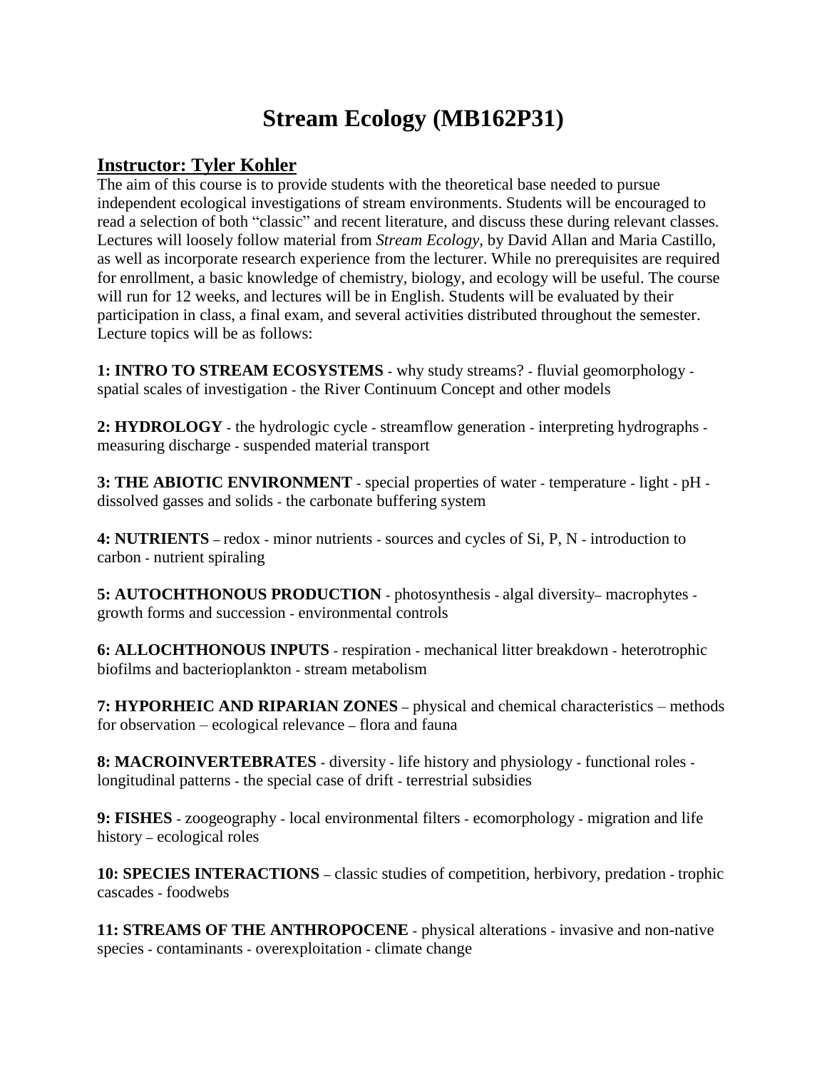# Stream Ecology (MB162P31)

## Instructor: Tyler Kohler

The aim of this course is to provide students with the theoretical base needed to pursue independent ecological investigations of stream environments. Students will be encouraged to read a selection of both "classic" and recent literature, and discuss these during relevant classes. Lectures will loosely follow material from *Stream Ecology*, by David Allan and Maria Castillo, as well as incorporate research experience from the lecturer. While no prerequisites are required for enrollment, a basic knowledge of chemistry, biology, and ecology will be useful. The course will run for 12 weeks, and lectures will be in English. Students will be evaluated by their participation in class, a final exam, and several activities distributed throughout the semester. Lecture topics will be as follows:

**1: INTRO TO STREAM ECOSYSTEMS** - why study streams? - fluvial geomorphology - spatial scales of investigation - the River Continuum Concept and other models

**2: HYDROLOGY** - the hydrologic cycle - streamflow generation - interpreting hydrographs - measuring discharge - suspended material transport

**3: THE ABIOTIC ENVIRONMENT** - special properties of water - temperature - light - pH - dissolved gasses and solids - the carbonate buffering system

**4: NUTRIENTS** – redox - minor nutrients - sources and cycles of Si, P, N - introduction to carbon - nutrient spiraling

**5: AUTOCHTHONOUS PRODUCTION** - photosynthesis - algal diversity– macrophytes - growth forms and succession - environmental controls

**6: ALLOCHTHONOUS INPUTS** - respiration - mechanical litter breakdown - heterotrophic biofilms and bacterioplankton - stream metabolism

**7: HYPORHEIC AND RIPARIAN ZONES** – physical and chemical characteristics – methods for observation – ecological relevance – flora and fauna

**8: MACROINVERTEBRATES** - diversity - life history and physiology - functional roles - longitudinal patterns - the special case of drift - terrestrial subsidies

**9: FISHES** - zoogeography - local environmental filters - ecomorphology - migration and life history – ecological roles

**10: SPECIES INTERACTIONS** – classic studies of competition, herbivory, predation - trophic cascades - foodwebs

**11: STREAMS OF THE ANTHROPOCENE** - physical alterations - invasive and non-native species - contaminants - overexploitation - climate change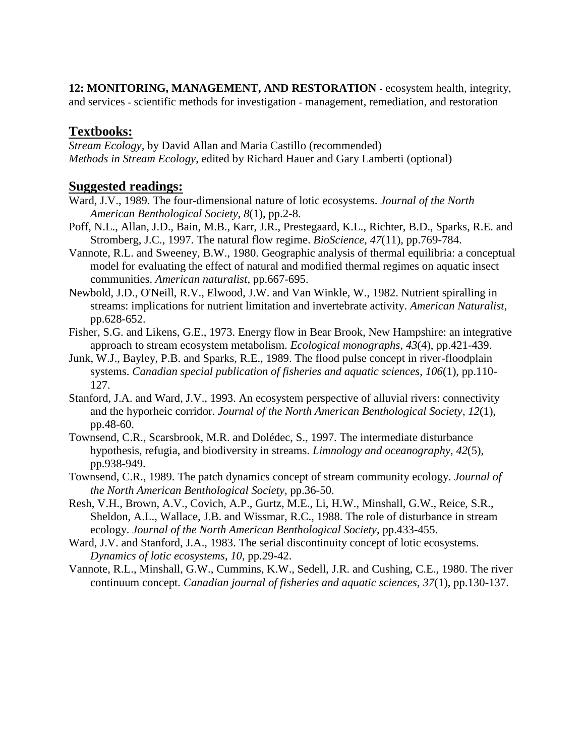**12: MONITORING, MANAGEMENT, AND RESTORATION** - ecosystem health, integrity, and services - scientific methods for investigation - management, remediation, and restoration

## Textbooks:

*Stream Ecology*, by David Allan and Maria Castillo (recommended)
*Methods in Stream Ecology*, edited by Richard Hauer and Gary Lamberti (optional)

## Suggested readings:

Ward, J.V., 1989. The four-dimensional nature of lotic ecosystems. *Journal of the North American Benthological Society*, *8*(1), pp.2-8.

Poff, N.L., Allan, J.D., Bain, M.B., Karr, J.R., Prestegaard, K.L., Richter, B.D., Sparks, R.E. and Stromberg, J.C., 1997. The natural flow regime. *BioScience*, *47*(11), pp.769-784.

Vannote, R.L. and Sweeney, B.W., 1980. Geographic analysis of thermal equilibria: a conceptual model for evaluating the effect of natural and modified thermal regimes on aquatic insect communities. *American naturalist*, pp.667-695.

Newbold, J.D., O'Neill, R.V., Elwood, J.W. and Van Winkle, W., 1982. Nutrient spiralling in streams: implications for nutrient limitation and invertebrate activity. *American Naturalist*, pp.628-652.

Fisher, S.G. and Likens, G.E., 1973. Energy flow in Bear Brook, New Hampshire: an integrative approach to stream ecosystem metabolism. *Ecological monographs*, *43*(4), pp.421-439.

Junk, W.J., Bayley, P.B. and Sparks, R.E., 1989. The flood pulse concept in river-floodplain systems. *Canadian special publication of fisheries and aquatic sciences*, *106*(1), pp.110-127.

Stanford, J.A. and Ward, J.V., 1993. An ecosystem perspective of alluvial rivers: connectivity and the hyporheic corridor. *Journal of the North American Benthological Society*, *12*(1), pp.48-60.

Townsend, C.R., Scarsbrook, M.R. and Dolédec, S., 1997. The intermediate disturbance hypothesis, refugia, and biodiversity in streams. *Limnology and oceanography*, *42*(5), pp.938-949.

Townsend, C.R., 1989. The patch dynamics concept of stream community ecology. *Journal of the North American Benthological Society*, pp.36-50.

Resh, V.H., Brown, A.V., Covich, A.P., Gurtz, M.E., Li, H.W., Minshall, G.W., Reice, S.R., Sheldon, A.L., Wallace, J.B. and Wissmar, R.C., 1988. The role of disturbance in stream ecology. *Journal of the North American Benthological Society*, pp.433-455.

Ward, J.V. and Stanford, J.A., 1983. The serial discontinuity concept of lotic ecosystems. *Dynamics of lotic ecosystems*, *10*, pp.29-42.

Vannote, R.L., Minshall, G.W., Cummins, K.W., Sedell, J.R. and Cushing, C.E., 1980. The river continuum concept. *Canadian journal of fisheries and aquatic sciences*, *37*(1), pp.130-137.